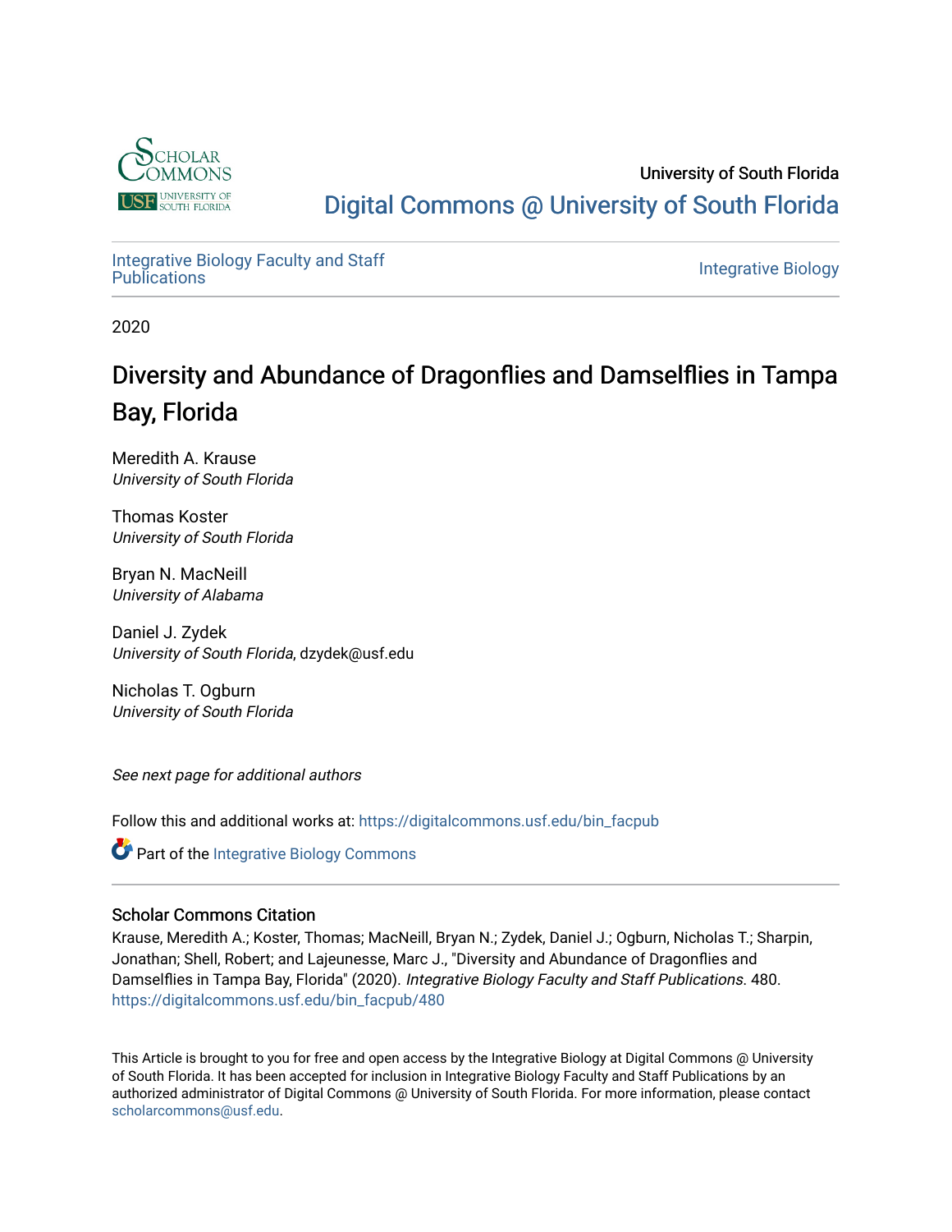University of South Florida

Digital Commons @ University of South Florida

Integrative Biology Faculty and Staff Publications

Integrative Biology

2020

# Diversity and Abundance of Dragonflies and Damselflies in Tampa Bay, Florida

Meredith A. Krause
*University of South Florida*

Thomas Koster
*University of South Florida*

Bryan N. MacNeill
*University of Alabama*

Daniel J. Zydek
*University of South Florida*, dzydek@usf.edu

Nicholas T. Ogburn
*University of South Florida*

*See next page for additional authors*

Follow this and additional works at: https://digitalcommons.usf.edu/bin_facpub

Part of the Integrative Biology Commons

## Scholar Commons Citation

Krause, Meredith A.; Koster, Thomas; MacNeill, Bryan N.; Zydek, Daniel J.; Ogburn, Nicholas T.; Sharpin, Jonathan; Shell, Robert; and Lajeunesse, Marc J., "Diversity and Abundance of Dragonflies and Damselflies in Tampa Bay, Florida" (2020). *Integrative Biology Faculty and Staff Publications*. 480.
https://digitalcommons.usf.edu/bin_facpub/480

This Article is brought to you for free and open access by the Integrative Biology at Digital Commons @ University of South Florida. It has been accepted for inclusion in Integrative Biology Faculty and Staff Publications by an authorized administrator of Digital Commons @ University of South Florida. For more information, please contact scholarcommons@usf.edu.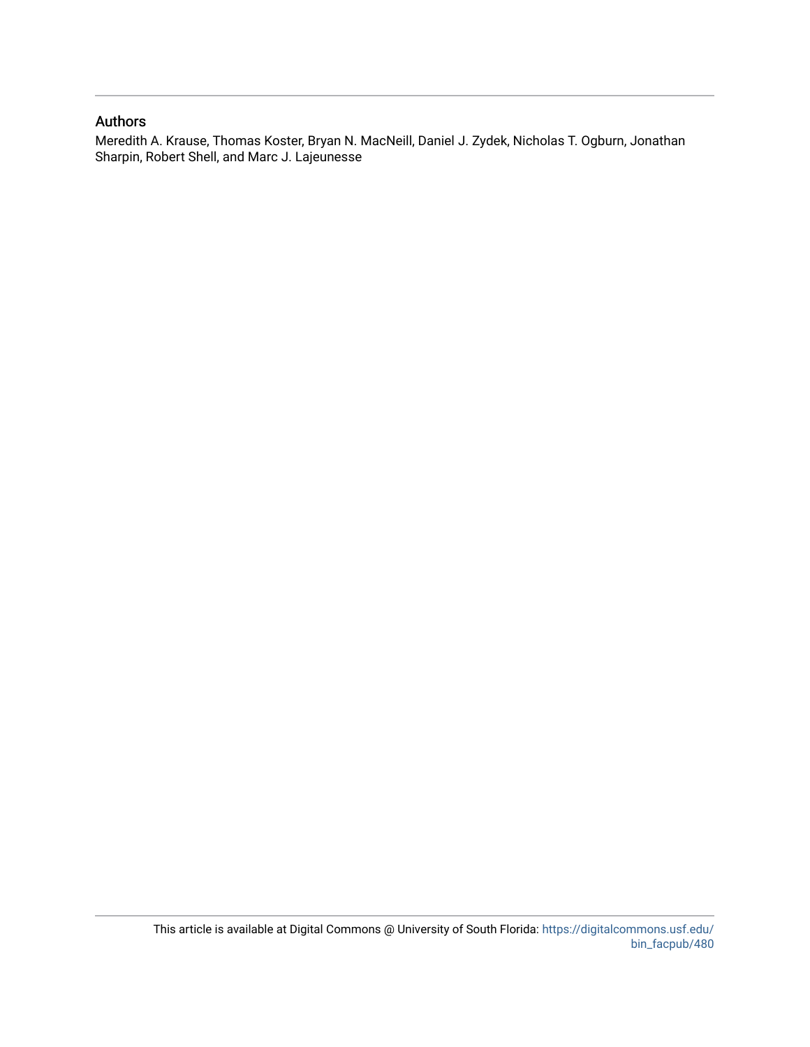## Authors

Meredith A. Krause, Thomas Koster, Bryan N. MacNeill, Daniel J. Zydek, Nicholas T. Ogburn, Jonathan Sharpin, Robert Shell, and Marc J. Lajeunesse

This article is available at Digital Commons @ University of South Florida: https://digitalcommons.usf.edu/bin_facpub/480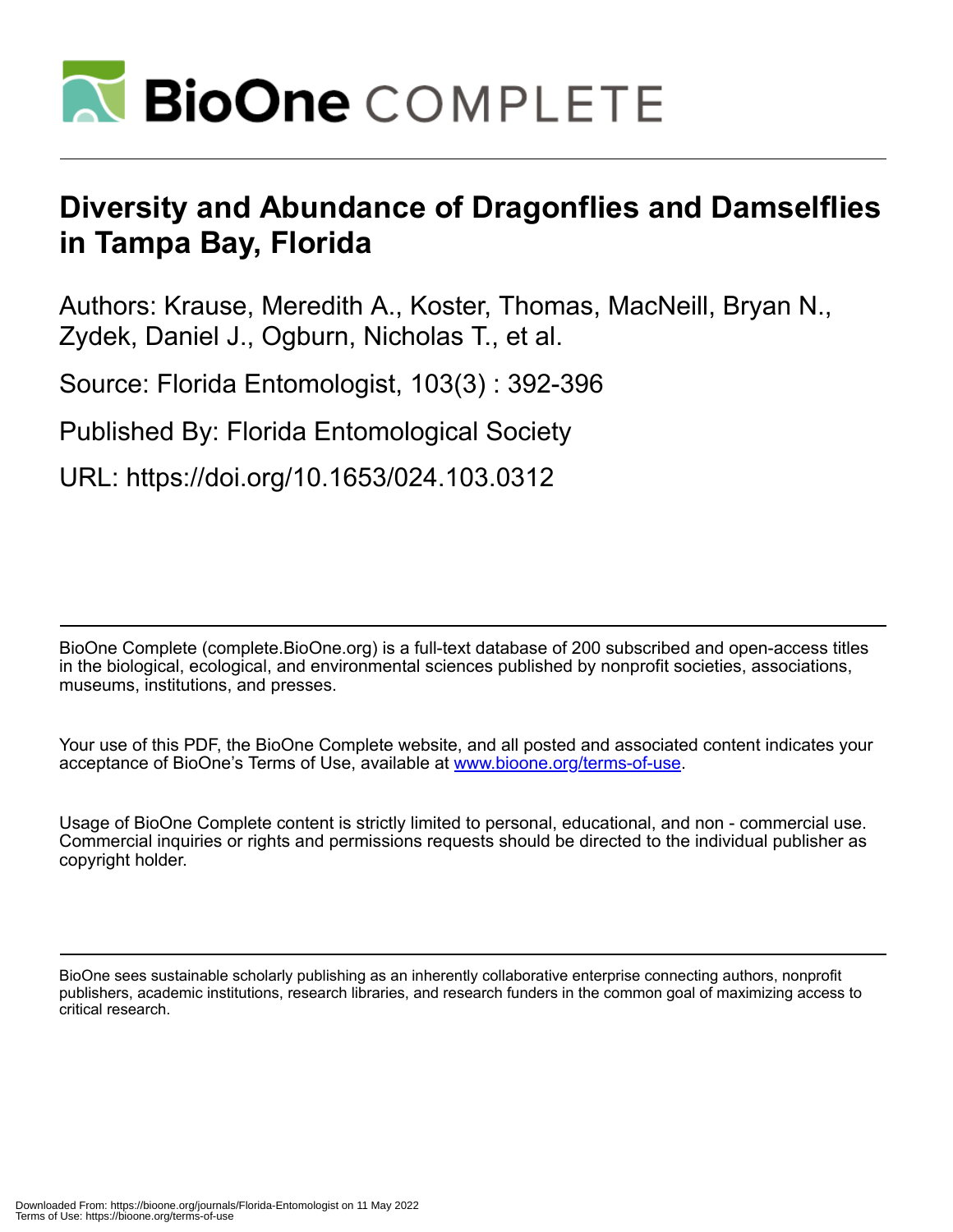# Diversity and Abundance of Dragonflies and Damselflies in Tampa Bay, Florida

Authors: Krause, Meredith A., Koster, Thomas, MacNeill, Bryan N., Zydek, Daniel J., Ogburn, Nicholas T., et al.

Source: Florida Entomologist, 103(3) : 392-396

Published By: Florida Entomological Society

URL: https://doi.org/10.1653/024.103.0312

BioOne Complete (complete.BioOne.org) is a full-text database of 200 subscribed and open-access titles in the biological, ecological, and environmental sciences published by nonprofit societies, associations, museums, institutions, and presses.

Your use of this PDF, the BioOne Complete website, and all posted and associated content indicates your acceptance of BioOne's Terms of Use, available at www.bioone.org/terms-of-use.

Usage of BioOne Complete content is strictly limited to personal, educational, and non - commercial use. Commercial inquiries or rights and permissions requests should be directed to the individual publisher as copyright holder.

BioOne sees sustainable scholarly publishing as an inherently collaborative enterprise connecting authors, nonprofit publishers, academic institutions, research libraries, and research funders in the common goal of maximizing access to critical research.

Downloaded From: https://bioone.org/journals/Florida-Entomologist on 11 May 2022
Terms of Use: https://bioone.org/terms-of-use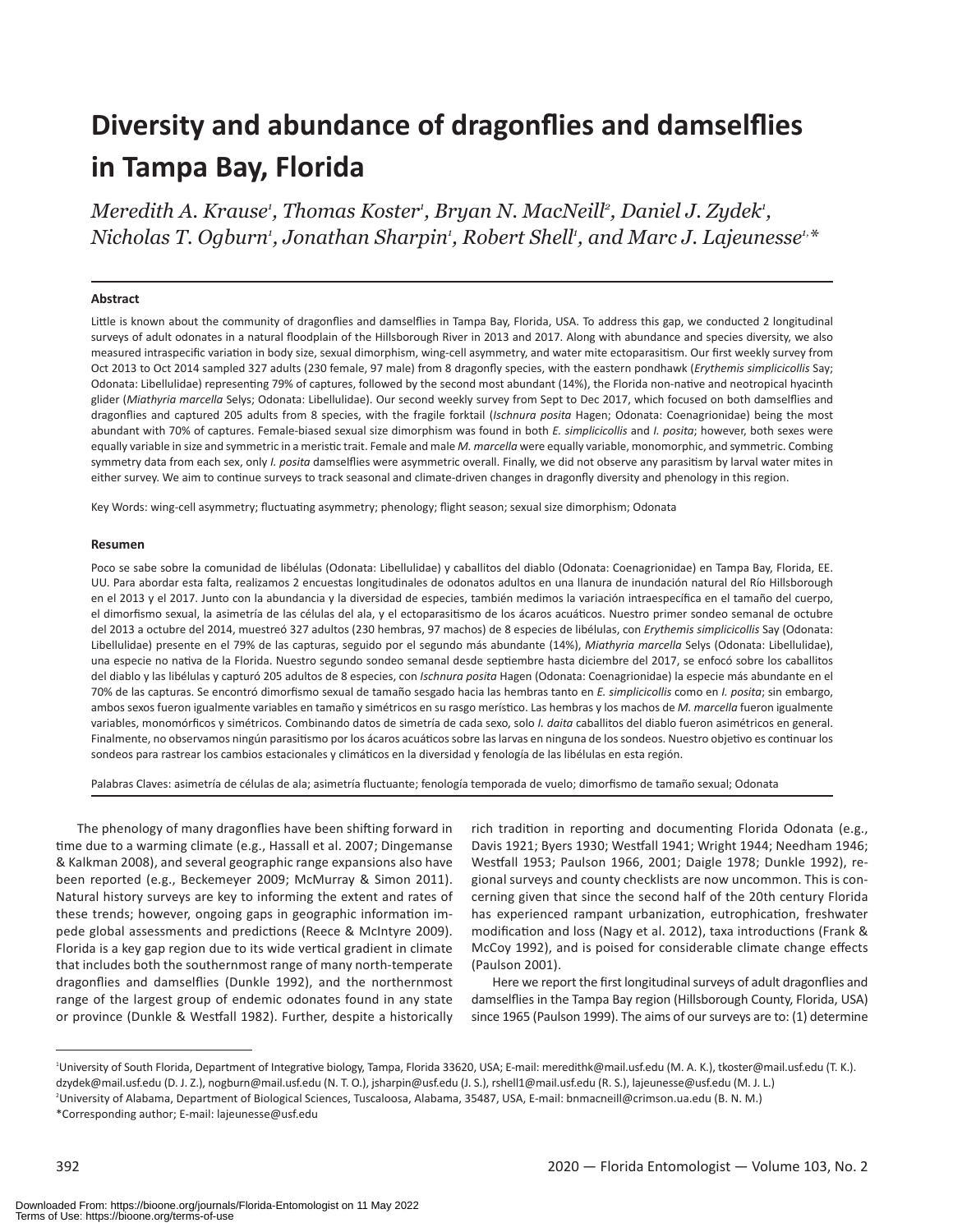# Diversity and abundance of dragonflies and damselflies in Tampa Bay, Florida

*Meredith A. Krause[1], Thomas Koster[1], Bryan N. MacNeill[2], Daniel J. Zydek[1], Nicholas T. Ogburn[1], Jonathan Sharpin[1], Robert Shell[1], and Marc J. Lajeunesse[1,*]*

## Abstract

Little is known about the community of dragonflies and damselflies in Tampa Bay, Florida, USA. To address this gap, we conducted 2 longitudinal surveys of adult odonates in a natural floodplain of the Hillsborough River in 2013 and 2017. Along with abundance and species diversity, we also measured intraspecific variation in body size, sexual dimorphism, wing-cell asymmetry, and water mite ectoparasitism. Our first weekly survey from Oct 2013 to Oct 2014 sampled 327 adults (230 female, 97 male) from 8 dragonfly species, with the eastern pondhawk (*Erythemis simplicicollis* Say; Odonata: Libellulidae) representing 79% of captures, followed by the second most abundant (14%), the Florida non-native and neotropical hyacinth glider (*Miathyria marcella* Selys; Odonata: Libellulidae). Our second weekly survey from Sept to Dec 2017, which focused on both damselflies and dragonflies and captured 205 adults from 8 species, with the fragile forktail (*Ischnura posita* Hagen; Odonata: Coenagrionidae) being the most abundant with 70% of captures. Female-biased sexual size dimorphism was found in both *E. simplicicollis* and *I. posita*; however, both sexes were equally variable in size and symmetric in a meristic trait. Female and male *M. marcella* were equally variable, monomorphic, and symmetric. Combing symmetry data from each sex, only *I. posita* damselflies were asymmetric overall. Finally, we did not observe any parasitism by larval water mites in either survey. We aim to continue surveys to track seasonal and climate-driven changes in dragonfly diversity and phenology in this region.

Key Words: wing-cell asymmetry; fluctuating asymmetry; phenology; flight season; sexual size dimorphism; Odonata

## Resumen

Poco se sabe sobre la comunidad de libélulas (Odonata: Libellulidae) y caballitos del diablo (Odonata: Coenagrionidae) en Tampa Bay, Florida, EE. UU. Para abordar esta falta, realizamos 2 encuestas longitudinales de odonatos adultos en una llanura de inundación natural del Río Hillsborough en el 2013 y el 2017. Junto con la abundancia y la diversidad de especies, también medimos la variación intraespecífica en el tamaño del cuerpo, el dimorfismo sexual, la asimetría de las células del ala, y el ectoparasitismo de los ácaros acuáticos. Nuestro primer sondeo semanal de octubre del 2013 a octubre del 2014, muestreó 327 adultos (230 hembras, 97 machos) de 8 especies de libélulas, con *Erythemis simplicicollis* Say (Odonata: Libellulidae) presente en el 79% de las capturas, seguido por el segundo más abundante (14%), *Miathyria marcella* Selys (Odonata: Libellulidae), una especie no nativa de la Florida. Nuestro segundo sondeo semanal desde septiembre hasta diciembre del 2017, se enfocó sobre los caballitos del diablo y las libélulas y capturó 205 adultos de 8 especies, con *Ischnura posita* Hagen (Odonata: Coenagrionidae) la especie más abundante en el 70% de las capturas. Se encontró dimorfismo sexual de tamaño sesgado hacia las hembras tanto en *E. simplicicollis* como en *I. posita*; sin embargo, ambos sexos fueron igualmente variables en tamaño y simétricos en su rasgo merístico. Las hembras y los machos de *M. marcella* fueron igualmente variables, monomórficos y simétricos. Combinando datos de simetría de cada sexo, solo *I. daita* caballitos del diablo fueron asimétricos en general. Finalmente, no observamos ningún parasitismo por los ácaros acuáticos sobre las larvas en ninguna de los sondeos. Nuestro objetivo es continuar los sondeos para rastrear los cambios estacionales y climáticos en la diversidad y fenología de las libélulas en esta región.

Palabras Claves: asimetría de células de ala; asimetría fluctuante; fenología temporada de vuelo; dimorfismo de tamaño sexual; Odonata

The phenology of many dragonflies have been shifting forward in time due to a warming climate (e.g., Hassall et al. 2007; Dingemanse & Kalkman 2008), and several geographic range expansions also have been reported (e.g., Beckemeyer 2009; McMurray & Simon 2011). Natural history surveys are key to informing the extent and rates of these trends; however, ongoing gaps in geographic information impede global assessments and predictions (Reece & McIntyre 2009). Florida is a key gap region due to its wide vertical gradient in climate that includes both the southernmost range of many north-temperate dragonflies and damselflies (Dunkle 1992), and the northernmost range of the largest group of endemic odonates found in any state or province (Dunkle & Westfall 1982). Further, despite a historically rich tradition in reporting and documenting Florida Odonata (e.g., Davis 1921; Byers 1930; Westfall 1941; Wright 1944; Needham 1946; Westfall 1953; Paulson 1966, 2001; Daigle 1978; Dunkle 1992), regional surveys and county checklists are now uncommon. This is concerning given that since the second half of the 20th century Florida has experienced rampant urbanization, eutrophication, freshwater modification and loss (Nagy et al. 2012), taxa introductions (Frank & McCoy 1992), and is poised for considerable climate change effects (Paulson 2001).

Here we report the first longitudinal surveys of adult dragonflies and damselflies in the Tampa Bay region (Hillsborough County, Florida, USA) since 1965 (Paulson 1999). The aims of our surveys are to: (1) determine

---

[1]University of South Florida, Department of Integrative biology, Tampa, Florida 33620, USA; E-mail: meredithk@mail.usf.edu (M. A. K.), tkoster@mail.usf.edu (T. K.). dzydek@mail.usf.edu (D. J. Z.), nogburn@mail.usf.edu (N. T. O.), jsharpin@usf.edu (J. S.), rshell1@mail.usf.edu (R. S.), lajeunesse@usf.edu (M. J. L.)
[2]University of Alabama, Department of Biological Sciences, Tuscaloosa, Alabama, 35487, USA, E-mail: bnmacneill@crimson.ua.edu (B. N. M.)
*Corresponding author; E-mail: lajeunesse@usf.edu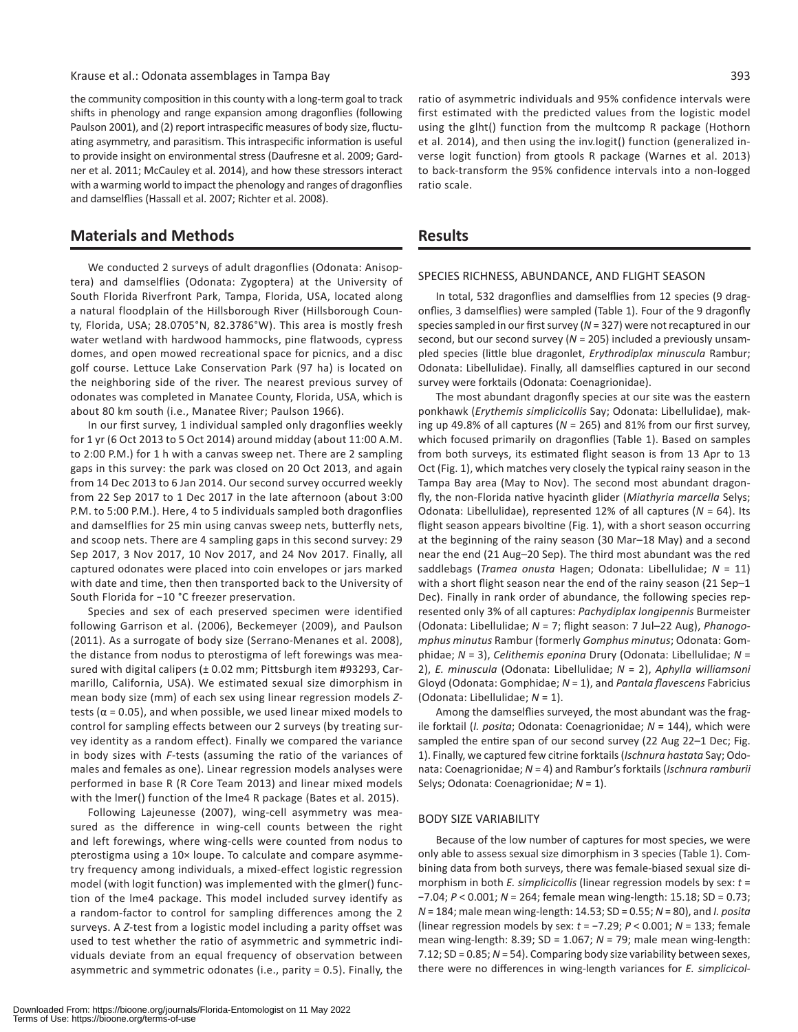the community composition in this county with a long-term goal to track shifts in phenology and range expansion among dragonflies (following Paulson 2001), and (2) report intraspecific measures of body size, fluctuating asymmetry, and parasitism. This intraspecific information is useful to provide insight on environmental stress (Daufresne et al. 2009; Gardner et al. 2011; McCauley et al. 2014), and how these stressors interact with a warming world to impact the phenology and ranges of dragonflies and damselflies (Hassall et al. 2007; Richter et al. 2008).

## Materials and Methods

We conducted 2 surveys of adult dragonflies (Odonata: Anisoptera) and damselflies (Odonata: Zygoptera) at the University of South Florida Riverfront Park, Tampa, Florida, USA, located along a natural floodplain of the Hillsborough River (Hillsborough County, Florida, USA; 28.0705°N, 82.3786°W). This area is mostly fresh water wetland with hardwood hammocks, pine flatwoods, cypress domes, and open mowed recreational space for picnics, and a disc golf course. Lettuce Lake Conservation Park (97 ha) is located on the neighboring side of the river. The nearest previous survey of odonates was completed in Manatee County, Florida, USA, which is about 80 km south (i.e., Manatee River; Paulson 1966).

In our first survey, 1 individual sampled only dragonflies weekly for 1 yr (6 Oct 2013 to 5 Oct 2014) around midday (about 11:00 A.M. to 2:00 P.M.) for 1 h with a canvas sweep net. There are 2 sampling gaps in this survey: the park was closed on 20 Oct 2013, and again from 14 Dec 2013 to 6 Jan 2014. Our second survey occurred weekly from 22 Sep 2017 to 1 Dec 2017 in the late afternoon (about 3:00 P.M. to 5:00 P.M.). Here, 4 to 5 individuals sampled both dragonflies and damselflies for 25 min using canvas sweep nets, butterfly nets, and scoop nets. There are 4 sampling gaps in this second survey: 29 Sep 2017, 3 Nov 2017, 10 Nov 2017, and 24 Nov 2017. Finally, all captured odonates were placed into coin envelopes or jars marked with date and time, then then transported back to the University of South Florida for −10 °C freezer preservation.

Species and sex of each preserved specimen were identified following Garrison et al. (2006), Beckemeyer (2009), and Paulson (2011). As a surrogate of body size (Serrano-Menanes et al. 2008), the distance from nodus to pterostigma of left forewings was measured with digital calipers (± 0.02 mm; Pittsburgh item #93293, Carmarillo, California, USA). We estimated sexual size dimorphism in mean body size (mm) of each sex using linear regression models *Z*-tests ($\alpha = 0.05$), and when possible, we used linear mixed models to control for sampling effects between our 2 surveys (by treating survey identity as a random effect). Finally we compared the variance in body sizes with *F*-tests (assuming the ratio of the variances of males and females as one). Linear regression models analyses were performed in base R (R Core Team 2013) and linear mixed models with the lmer() function of the lme4 R package (Bates et al. 2015).

Following Lajeunesse (2007), wing-cell asymmetry was measured as the difference in wing-cell counts between the right and left forewings, where wing-cells were counted from nodus to pterostigma using a 10× loupe. To calculate and compare asymmetry frequency among individuals, a mixed-effect logistic regression model (with logit function) was implemented with the glmer() function of the lme4 package. This model included survey identify as a random-factor to control for sampling differences among the 2 surveys. A *Z*-test from a logistic model including a parity offset was used to test whether the ratio of asymmetric and symmetric individuals deviate from an equal frequency of observation between asymmetric and symmetric odonates (i.e., parity = 0.5). Finally, the ratio of asymmetric individuals and 95% confidence intervals were first estimated with the predicted values from the logistic model using the glht() function from the multcomp R package (Hothorn et al. 2014), and then using the inv.logit() function (generalized inverse logit function) from gtools R package (Warnes et al. 2013) to back-transform the 95% confidence intervals into a non-logged ratio scale.

## Results

### SPECIES RICHNESS, ABUNDANCE, AND FLIGHT SEASON

In total, 532 dragonflies and damselflies from 12 species (9 dragonflies, 3 damselflies) were sampled (Table 1). Four of the 9 dragonfly species sampled in our first survey ($N = 327$) were not recaptured in our second, but our second survey ($N = 205$) included a previously unsampled species (little blue dragonlet, *Erythrodiplax minuscula* Rambur; Odonata: Libellulidae). Finally, all damselflies captured in our second survey were forktails (Odonata: Coenagrionidae).

The most abundant dragonfly species at our site was the eastern ponkhawk (*Erythemis simplicicollis* Say; Odonata: Libellulidae), making up 49.8% of all captures ($N = 265$) and 81% from our first survey, which focused primarily on dragonflies (Table 1). Based on samples from both surveys, its estimated flight season is from 13 Apr to 13 Oct (Fig. 1), which matches very closely the typical rainy season in the Tampa Bay area (May to Nov). The second most abundant dragonfly, the non-Florida native hyacinth glider (*Miathyria marcella* Selys; Odonata: Libellulidae), represented 12% of all captures ($N = 64$). Its flight season appears bivoltine (Fig. 1), with a short season occurring at the beginning of the rainy season (30 Mar–18 May) and a second near the end (21 Aug–20 Sep). The third most abundant was the red saddlebags (*Tramea onusta* Hagen; Odonata: Libellulidae; $N = 11$) with a short flight season near the end of the rainy season (21 Sep–1 Dec). Finally in rank order of abundance, the following species represented only 3% of all captures: *Pachydiplax longipennis* Burmeister (Odonata: Libellulidae; $N = 7$; flight season: 7 Jul–22 Aug), *Phanogomphus minutus* Rambur (formerly *Gomphus minutus*; Odonata: Gomphidae; $N = 3$), *Celithemis eponina* Drury (Odonata: Libellulidae; $N = 2$), *E. minuscula* (Odonata: Libellulidae; $N = 2$), *Aphylla williamsoni* Gloyd (Odonata: Gomphidae; $N = 1$), and *Pantala flavescens* Fabricius (Odonata: Libellulidae; $N = 1$).

Among the damselflies surveyed, the most abundant was the fragile forktail (*I. posita*; Odonata: Coenagrionidae; $N = 144$), which were sampled the entire span of our second survey (22 Aug 22–1 Dec; Fig. 1). Finally, we captured few citrine forktails (*Ischnura hastata* Say; Odonata: Coenagrionidae; $N = 4$) and Rambur's forktails (*Ischnura ramburii* Selys; Odonata: Coenagrionidae; $N = 1$).

### BODY SIZE VARIABILITY

Because of the low number of captures for most species, we were only able to assess sexual size dimorphism in 3 species (Table 1). Combining data from both surveys, there was female-biased sexual size dimorphism in both *E. simplicicollis* (linear regression models by sex: $t = -7.04$; $P < 0.001$; $N = 264$; female mean wing-length: 15.18; SD = 0.73; $N = 184$; male mean wing-length: 14.53; SD = 0.55; $N = 80$), and *I. posita* (linear regression models by sex: $t = -7.29$; $P < 0.001$; $N = 133$; female mean wing-length: 8.39; SD = 1.067; $N = 79$; male mean wing-length: 7.12; SD = 0.85; $N = 54$). Comparing body size variability between sexes, there were no differences in wing-length variances for *E. simplicicol-*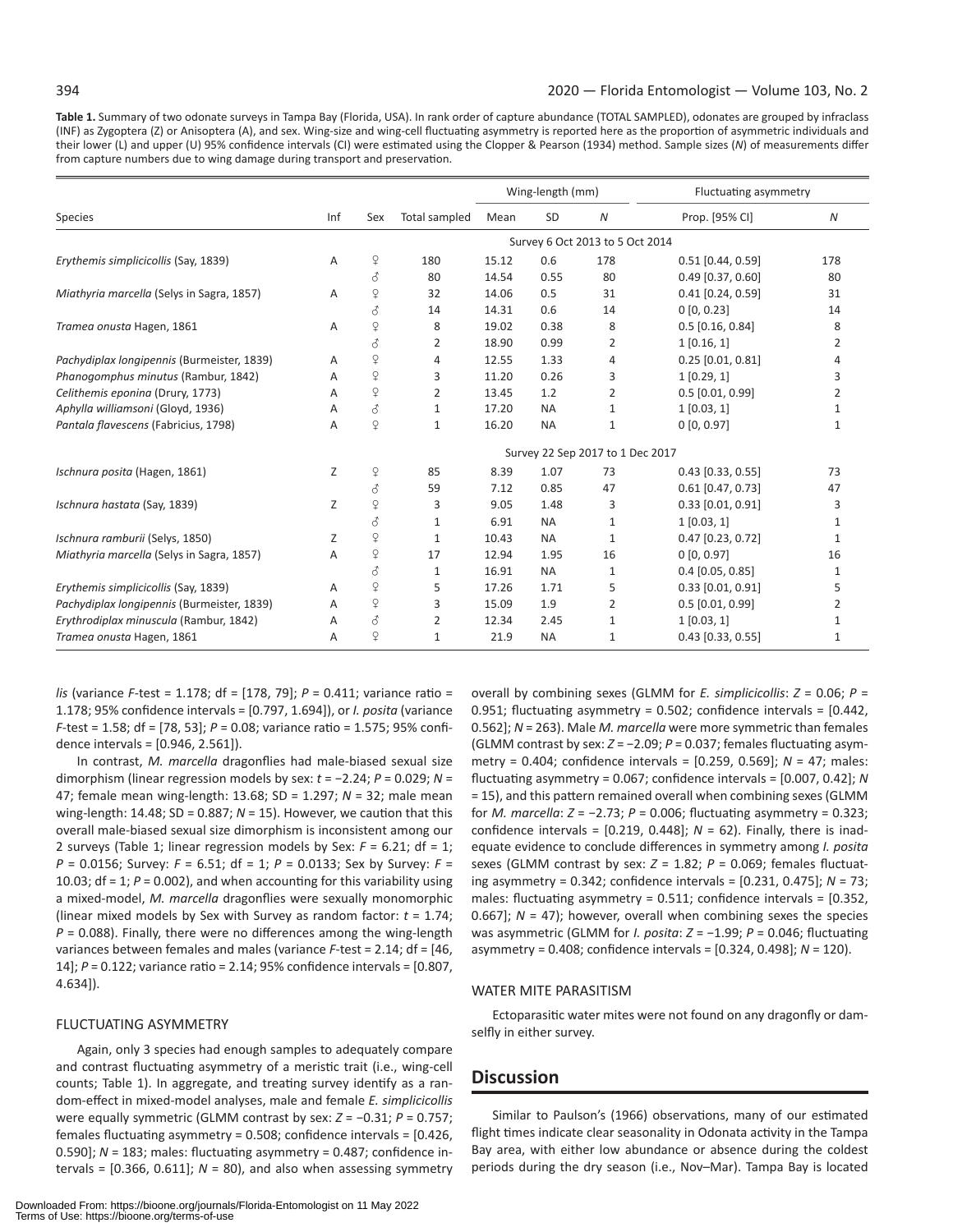**Table 1.** Summary of two odonate surveys in Tampa Bay (Florida, USA). In rank order of capture abundance (TOTAL SAMPLED), odonates are grouped by infraclass (INF) as Zygoptera (Z) or Anisoptera (A), and sex. Wing-size and wing-cell fluctuating asymmetry is reported here as the proportion of asymmetric individuals and their lower (L) and upper (U) 95% confidence intervals (CI) were estimated using the Clopper & Pearson (1934) method. Sample sizes (*N*) of measurements differ from capture numbers due to wing damage during transport and preservation.

| Species | Inf | Sex | Total sampled | Wing-length (mm) | | | Fluctuating asymmetry | |
|---|---|---|---|---|---|---|---|---|
| | | | | Mean | SD | *N* | Prop. [95% CI] | *N* |
| Survey 6 Oct 2013 to 5 Oct 2014 | | | | | | | | |
| *Erythemis simplicicollis* (Say, 1839) | A | ♀ | 180 | 15.12 | 0.6 | 178 | 0.51 [0.44, 0.59] | 178 |
| | | ♂ | 80 | 14.54 | 0.55 | 80 | 0.49 [0.37, 0.60] | 80 |
| *Miathyria marcella* (Selys in Sagra, 1857) | A | ♀ | 32 | 14.06 | 0.5 | 31 | 0.41 [0.24, 0.59] | 31 |
| | | ♂ | 14 | 14.31 | 0.6 | 14 | 0 [0, 0.23] | 14 |
| *Tramea onusta* Hagen, 1861 | A | ♀ | 8 | 19.02 | 0.38 | 8 | 0.5 [0.16, 0.84] | 8 |
| | | ♂ | 2 | 18.90 | 0.99 | 2 | 1 [0.16, 1] | 2 |
| *Pachydiplax longipennis* (Burmeister, 1839) | A | ♀ | 4 | 12.55 | 1.33 | 4 | 0.25 [0.01, 0.81] | 4 |
| *Phanogomphus minutus* (Rambur, 1842) | A | ♀ | 3 | 11.20 | 0.26 | 3 | 1 [0.29, 1] | 3 |
| *Celithemis eponina* (Drury, 1773) | A | ♀ | 2 | 13.45 | 1.2 | 2 | 0.5 [0.01, 0.99] | 2 |
| *Aphylla williamsoni* (Gloyd, 1936) | A | ♂ | 1 | 17.20 | NA | 1 | 1 [0.03, 1] | 1 |
| *Pantala flavescens* (Fabricius, 1798) | A | ♀ | 1 | 16.20 | NA | 1 | 0 [0, 0.97] | 1 |
| Survey 22 Sep 2017 to 1 Dec 2017 | | | | | | | | |
| *Ischnura posita* (Hagen, 1861) | Z | ♀ | 85 | 8.39 | 1.07 | 73 | 0.43 [0.33, 0.55] | 73 |
| | | ♂ | 59 | 7.12 | 0.85 | 47 | 0.61 [0.47, 0.73] | 47 |
| *Ischnura hastata* (Say, 1839) | Z | ♀ | 3 | 9.05 | 1.48 | 3 | 0.33 [0.01, 0.91] | 3 |
| | | ♂ | 1 | 6.91 | NA | 1 | 1 [0.03, 1] | 1 |
| *Ischnura ramburii* (Selys, 1850) | Z | ♀ | 1 | 10.43 | NA | 1 | 0.47 [0.23, 0.72] | 1 |
| *Miathyria marcella* (Selys in Sagra, 1857) | A | ♀ | 17 | 12.94 | 1.95 | 16 | 0 [0, 0.97] | 16 |
| | | ♂ | 1 | 16.91 | NA | 1 | 0.4 [0.05, 0.85] | 1 |
| *Erythemis simplicicollis* (Say, 1839) | A | ♀ | 5 | 17.26 | 1.71 | 5 | 0.33 [0.01, 0.91] | 5 |
| *Pachydiplax longipennis* (Burmeister, 1839) | A | ♀ | 3 | 15.09 | 1.9 | 2 | 0.5 [0.01, 0.99] | 2 |
| *Erythrodiplax minuscula* (Rambur, 1842) | A | ♂ | 2 | 12.34 | 2.45 | 1 | 1 [0.03, 1] | 1 |
| *Tramea onusta* Hagen, 1861 | A | ♀ | 1 | 21.9 | NA | 1 | 0.43 [0.33, 0.55] | 1 |

*lis* (variance *F*-test = 1.178; df = [178, 79]; *P* = 0.411; variance ratio = 1.178; 95% confidence intervals = [0.797, 1.694]), or *I. posita* (variance *F*-test = 1.58; df = [78, 53]; *P* = 0.08; variance ratio = 1.575; 95% confidence intervals = [0.946, 2.561]).

In contrast, *M. marcella* dragonflies had male-biased sexual size dimorphism (linear regression models by sex: $t = -2.24$; $P = 0.029$; $N = 47$; female mean wing-length: 13.68; SD = 1.297; $N = 32$; male mean wing-length: 14.48; SD = 0.887; $N = 15$). However, we caution that this overall male-biased sexual size dimorphism is inconsistent among our 2 surveys (Table 1; linear regression models by Sex: $F = 6.21$; df = 1; $P = 0.0156$; Survey: $F = 6.51$; df = 1; $P = 0.0133$; Sex by Survey: $F = 10.03$; df = 1; $P = 0.002$), and when accounting for this variability using a mixed-model, *M. marcella* dragonflies were sexually monomorphic (linear mixed models by Sex with Survey as random factor: $t = 1.74$; $P = 0.088$). Finally, there were no differences among the wing-length variances between females and males (variance *F*-test = 2.14; df = [46, 14]; $P = 0.122$; variance ratio = 2.14; 95% confidence intervals = [0.807, 4.634]).

### FLUCTUATING ASYMMETRY

Again, only 3 species had enough samples to adequately compare and contrast fluctuating asymmetry of a meristic trait (i.e., wing-cell counts; Table 1). In aggregate, and treating survey identify as a random-effect in mixed-model analyses, male and female *E. simplicicollis* were equally symmetric (GLMM contrast by sex: $Z = -0.31$; $P = 0.757$; females fluctuating asymmetry = 0.508; confidence intervals = [0.426, 0.590]; $N = 183$; males: fluctuating asymmetry = 0.487; confidence intervals = [0.366, 0.611]; $N = 80$), and also when assessing symmetry overall by combining sexes (GLMM for *E. simplicicollis*: $Z = 0.06$; $P = 0.951$; fluctuating asymmetry = 0.502; confidence intervals = [0.442, 0.562]; $N = 263$). Male *M. marcella* were more symmetric than females (GLMM contrast by sex: $Z = -2.09$; $P = 0.037$; females fluctuating asymmetry = 0.404; confidence intervals = [0.259, 0.569]; $N = 47$; males: fluctuating asymmetry = 0.067; confidence intervals = [0.007, 0.42]; $N = 15$), and this pattern remained overall when combining sexes (GLMM for *M. marcella*: $Z = -2.73$; $P = 0.006$; fluctuating asymmetry = 0.323; confidence intervals = [0.219, 0.448]; $N = 62$). Finally, there is inadequate evidence to conclude differences in symmetry among *I. posita* sexes (GLMM contrast by sex: $Z = 1.82$; $P = 0.069$; females fluctuating asymmetry = 0.342; confidence intervals = [0.231, 0.475]; $N = 73$; males: fluctuating asymmetry = 0.511; confidence intervals = [0.352, 0.667]; $N = 47$); however, overall when combining sexes the species was asymmetric (GLMM for *I. posita*: $Z = -1.99$; $P = 0.046$; fluctuating asymmetry = 0.408; confidence intervals = [0.324, 0.498]; $N = 120$).

### WATER MITE PARASITISM

Ectoparasitic water mites were not found on any dragonfly or damselfly in either survey.

## Discussion

Similar to Paulson's (1966) observations, many of our estimated flight times indicate clear seasonality in Odonata activity in the Tampa Bay area, with either low abundance or absence during the coldest periods during the dry season (i.e., Nov–Mar). Tampa Bay is located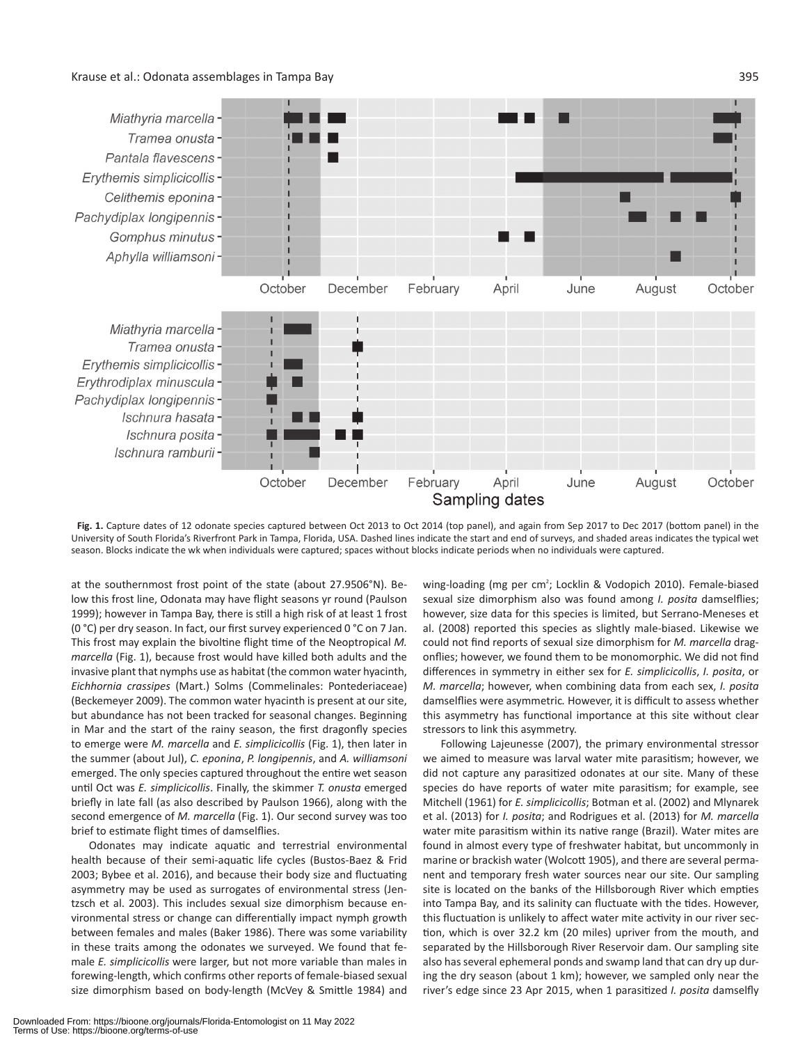Fig. 1. Capture dates of 12 odonate species captured between Oct 2013 to Oct 2014 (top panel), and again from Sep 2017 to Dec 2017 (bottom panel) in the University of South Florida's Riverfront Park in Tampa, Florida, USA. Dashed lines indicate the start and end of surveys, and shaded areas indicates the typical wet season. Blocks indicate the wk when individuals were captured; spaces without blocks indicate periods when no individuals were captured.

at the southernmost frost point of the state (about 27.9506°N). Below this frost line, Odonata may have flight seasons yr round (Paulson 1999); however in Tampa Bay, there is still a high risk of at least 1 frost (0 °C) per dry season. In fact, our first survey experienced 0 °C on 7 Jan. This frost may explain the bivoltine flight time of the Neoptropical *M. marcella* (Fig. 1), because frost would have killed both adults and the invasive plant that nymphs use as habitat (the common water hyacinth, *Eichhornia crassipes* (Mart.) Solms (Commelinales: Pontederiaceae) (Beckemeyer 2009). The common water hyacinth is present at our site, but abundance has not been tracked for seasonal changes. Beginning in Mar and the start of the rainy season, the first dragonfly species to emerge were *M. marcella* and *E. simplicicollis* (Fig. 1), then later in the summer (about Jul), *C. eponina*, *P. longipennis*, and *A. williamsoni* emerged. The only species captured throughout the entire wet season until Oct was *E. simplicicollis*. Finally, the skimmer *T. onusta* emerged briefly in late fall (as also described by Paulson 1966), along with the second emergence of *M. marcella* (Fig. 1). Our second survey was too brief to estimate flight times of damselflies.

Odonates may indicate aquatic and terrestrial environmental health because of their semi-aquatic life cycles (Bustos-Baez & Frid 2003; Bybee et al. 2016), and because their body size and fluctuating asymmetry may be used as surrogates of environmental stress (Jentzsch et al. 2003). This includes sexual size dimorphism because environmental stress or change can differentially impact nymph growth between females and males (Baker 1986). There was some variability in these traits among the odonates we surveyed. We found that female *E. simplicicollis* were larger, but not more variable than males in forewing-length, which confirms other reports of female-biased sexual size dimorphism based on body-length (McVey & Smittle 1984) and wing-loading (mg per cm$^2$; Locklin & Vodopich 2010). Female-biased sexual size dimorphism also was found among *I. posita* damselflies; however, size data for this species is limited, but Serrano-Meneses et al. (2008) reported this species as slightly male-biased. Likewise we could not find reports of sexual size dimorphism for *M. marcella* dragonflies; however, we found them to be monomorphic. We did not find differences in symmetry in either sex for *E. simplicicollis*, *I. posita*, or *M. marcella*; however, when combining data from each sex, *I. posita* damselflies were asymmetric. However, it is difficult to assess whether this asymmetry has functional importance at this site without clear stressors to link this asymmetry.

Following Lajeunesse (2007), the primary environmental stressor we aimed to measure was larval water mite parasitism; however, we did not capture any parasitized odonates at our site. Many of these species do have reports of water mite parasitism; for example, see Mitchell (1961) for *E. simplicicollis*; Botman et al. (2002) and Mlynarek et al. (2013) for *I. posita*; and Rodrigues et al. (2013) for *M. marcella* water mite parasitism within its native range (Brazil). Water mites are found in almost every type of freshwater habitat, but uncommonly in marine or brackish water (Wolcott 1905), and there are several permanent and temporary fresh water sources near our site. Our sampling site is located on the banks of the Hillsborough River which empties into Tampa Bay, and its salinity can fluctuate with the tides. However, this fluctuation is unlikely to affect water mite activity in our river section, which is over 32.2 km (20 miles) upriver from the mouth, and separated by the Hillsborough River Reservoir dam. Our sampling site also has several ephemeral ponds and swamp land that can dry up during the dry season (about 1 km); however, we sampled only near the river's edge since 23 Apr 2015, when 1 parasitized *I. posita* damselfly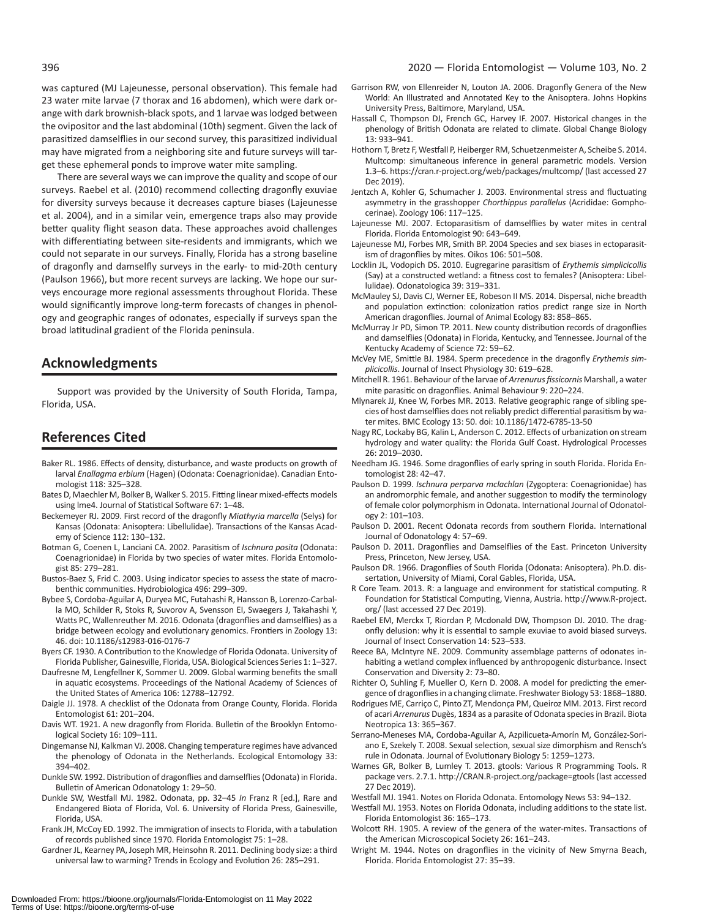was captured (MJ Lajeunesse, personal observation). This female had 23 water mite larvae (7 thorax and 16 abdomen), which were dark orange with dark brownish-black spots, and 1 larvae was lodged between the ovipositor and the last abdominal (10th) segment. Given the lack of parasitized damselflies in our second survey, this parasitized individual may have migrated from a neighboring site and future surveys will target these ephemeral ponds to improve water mite sampling.

There are several ways we can improve the quality and scope of our surveys. Raebel et al. (2010) recommend collecting dragonfly exuviae for diversity surveys because it decreases capture biases (Lajeunesse et al. 2004), and in a similar vein, emergence traps also may provide better quality flight season data. These approaches avoid challenges with differentiating between site-residents and immigrants, which we could not separate in our surveys. Finally, Florida has a strong baseline of dragonfly and damselfly surveys in the early- to mid-20th century (Paulson 1966), but more recent surveys are lacking. We hope our surveys encourage more regional assessments throughout Florida. These would significantly improve long-term forecasts of changes in phenology and geographic ranges of odonates, especially if surveys span the broad latitudinal gradient of the Florida peninsula.

## Acknowledgments

Support was provided by the University of South Florida, Tampa, Florida, USA.

## References Cited

Baker RL. 1986. Effects of density, disturbance, and waste products on growth of larval *Enallagma erbium* (Hagen) (Odonata: Coenagrionidae). Canadian Entomologist 118: 325–328.

Bates D, Maechler M, Bolker B, Walker S. 2015. Fitting linear mixed-effects models using lme4. Journal of Statistical Software 67: 1–48.

Beckemeyer RJ. 2009. First record of the dragonfly *Miathyria marcella* (Selys) for Kansas (Odonata: Anisoptera: Libellulidae). Transactions of the Kansas Academy of Science 112: 130–132.

Botman G, Coenen L, Lanciani CA. 2002. Parasitism of *Ischnura posita* (Odonata: Coenagrionidae) in Florida by two species of water mites. Florida Entomologist 85: 279–281.

Bustos-Baez S, Frid C. 2003. Using indicator species to assess the state of macrobenthic communities. Hydrobiologica 496: 299–309.

Bybee S, Cordoba-Aguilar A, Duryea MC, Futahashi R, Hansson B, Lorenzo-Carballa MO, Schilder R, Stoks R, Suvorov A, Svensson EI, Swaegers J, Takahashi Y, Watts PC, Wellenreuther M. 2016. Odonata (dragonflies and damselflies) as a bridge between ecology and evolutionary genomics. Frontiers in Zoology 13: 46. doi: 10.1186/s12983-016-0176-7

Byers CF. 1930. A Contribution to the Knowledge of Florida Odonata. University of Florida Publisher, Gainesville, Florida, USA. Biological Sciences Series 1: 1–327.

Daufresne M, Lengfellner K, Sommer U. 2009. Global warming benefits the small in aquatic ecosystems. Proceedings of the National Academy of Sciences of the United States of America 106: 12788–12792.

Daigle JJ. 1978. A checklist of the Odonata from Orange County, Florida. Florida Entomologist 61: 201–204.

Davis WT. 1921. A new dragonfly from Florida. Bulletin of the Brooklyn Entomological Society 16: 109–111.

Dingemanse NJ, Kalkman VJ. 2008. Changing temperature regimes have advanced the phenology of Odonata in the Netherlands. Ecological Entomology 33: 394–402.

Dunkle SW. 1992. Distribution of dragonflies and damselflies (Odonata) in Florida. Bulletin of American Odonatology 1: 29–50.

Dunkle SW, Westfall MJ. 1982. Odonata, pp. 32–45 *In* Franz R [ed.], Rare and Endangered Biota of Florida, Vol. 6. University of Florida Press, Gainesville, Florida, USA.

Frank JH, McCoy ED. 1992. The immigration of insects to Florida, with a tabulation of records published since 1970. Florida Entomologist 75: 1–28.

Gardner JL, Kearney PA, Joseph MR, Heinsohn R. 2011. Declining body size: a third universal law to warming? Trends in Ecology and Evolution 26: 285–291.

Garrison RW, von Ellenreider N, Louton JA. 2006. Dragonfly Genera of the New World: An Illustrated and Annotated Key to the Anisoptera. Johns Hopkins University Press, Baltimore, Maryland, USA.

Hassall C, Thompson DJ, French GC, Harvey IF. 2007. Historical changes in the phenology of British Odonata are related to climate. Global Change Biology 13: 933–941.

Hothorn T, Bretz F, Westfall P, Heiberger RM, Schuetzenmeister A, Scheibe S. 2014. Multcomp: simultaneous inference in general parametric models. Version 1.3–6. https://cran.r-project.org/web/packages/multcomp/ (last accessed 27 Dec 2019).

Jentzch A, Kohler G, Schumacher J. 2003. Environmental stress and fluctuating asymmetry in the grasshopper *Chorthippus parallelus* (Acrididae: Gomphocerinae). Zoology 106: 117–125.

Lajeunesse MJ. 2007. Ectoparasitism of damselflies by water mites in central Florida. Florida Entomologist 90: 643–649.

Lajeunesse MJ, Forbes MR, Smith BP. 2004 Species and sex biases in ectoparasitism of dragonflies by mites. Oikos 106: 501–508.

Locklin JL, Vodopich DS. 2010. Eugregarine parasitism of *Erythemis simplicicollis* (Say) at a constructed wetland: a fitness cost to females? (Anisoptera: Libellulidae). Odonatologica 39: 319–331.

McMauley SJ, Davis CJ, Werner EE, Robeson II MS. 2014. Dispersal, niche breadth and population extinction: colonization ratios predict range size in North American dragonflies. Journal of Animal Ecology 83: 858–865.

McMurray Jr PD, Simon TP. 2011. New county distribution records of dragonflies and damselflies (Odonata) in Florida, Kentucky, and Tennessee. Journal of the Kentucky Academy of Science 72: 59–62.

McVey ME, Smittle BJ. 1984. Sperm precedence in the dragonfly *Erythemis simplicicollis*. Journal of Insect Physiology 30: 619–628.

Mitchell R. 1961. Behaviour of the larvae of *Arrenurus fissicornis* Marshall, a water mite parasitic on dragonflies. Animal Behaviour 9: 220–224.

Mlynarek JJ, Knee W, Forbes MR. 2013. Relative geographic range of sibling species of host damselflies does not reliably predict differential parasitism by water mites. BMC Ecology 13: 50. doi: 10.1186/1472-6785-13-50

Nagy RC, Lockaby BG, Kalin L, Anderson C. 2012. Effects of urbanization on stream hydrology and water quality: the Florida Gulf Coast. Hydrological Processes 26: 2019–2030.

Needham JG. 1946. Some dragonflies of early spring in south Florida. Florida Entomologist 28: 42–47.

Paulson D. 1999. *Ischnura perparva mclachlan* (Zygoptera: Coenagrionidae) has an andromorphic female, and another suggestion to modify the terminology of female color polymorphism in Odonata. International Journal of Odonatology 2: 101–103.

Paulson D. 2001. Recent Odonata records from southern Florida. International Journal of Odonatology 4: 57–69.

Paulson D. 2011. Dragonflies and Damselflies of the East. Princeton University Press, Princeton, New Jersey, USA.

Paulson DR. 1966. Dragonflies of South Florida (Odonata: Anisoptera). Ph.D. dissertation, University of Miami, Coral Gables, Florida, USA.

R Core Team. 2013. R: a language and environment for statistical computing. R Foundation for Statistical Computing, Vienna, Austria. http://www.R-project.org/ (last accessed 27 Dec 2019).

Raebel EM, Merckx T, Riordan P, Mcdonald DW, Thompson DJ. 2010. The dragonfly delusion: why it is essential to sample exuviae to avoid biased surveys. Journal of Insect Conservation 14: 523–533.

Reece BA, McIntyre NE. 2009. Community assemblage patterns of odonates inhabiting a wetland complex influenced by anthropogenic disturbance. Insect Conservation and Diversity 2: 73–80.

Richter O, Suhling F, Mueller O, Kern D. 2008. A model for predicting the emergence of dragonflies in a changing climate. Freshwater Biology 53: 1868–1880.

Rodrigues ME, Carriço C, Pinto ZT, Mendonça PM, Queiroz MM. 2013. First record of acari *Arrenurus* Dugès, 1834 as a parasite of Odonata species in Brazil. Biota Neotropica 13: 365–367.

Serrano-Meneses MA, Cordoba-Aguilar A, Azpilicueta-Amorín M, González-Soriano E, Szekely T. 2008. Sexual selection, sexual size dimorphism and Rensch's rule in Odonata. Journal of Evolutionary Biology 5: 1259–1273.

Warnes GR, Bolker B, Lumley T. 2013. gtools: Various R Programming Tools. R package vers. 2.7.1. http://CRAN.R-project.org/package=gtools (last accessed 27 Dec 2019).

Westfall MJ. 1941. Notes on Florida Odonata. Entomology News 53: 94–132.

Westfall MJ. 1953. Notes on Florida Odonata, including additions to the state list. Florida Entomologist 36: 165–173.

Wolcott RH. 1905. A review of the genera of the water-mites. Transactions of the American Microscopical Society 26: 161–243.

Wright M. 1944. Notes on dragonflies in the vicinity of New Smyrna Beach, Florida. Florida Entomologist 27: 35–39.